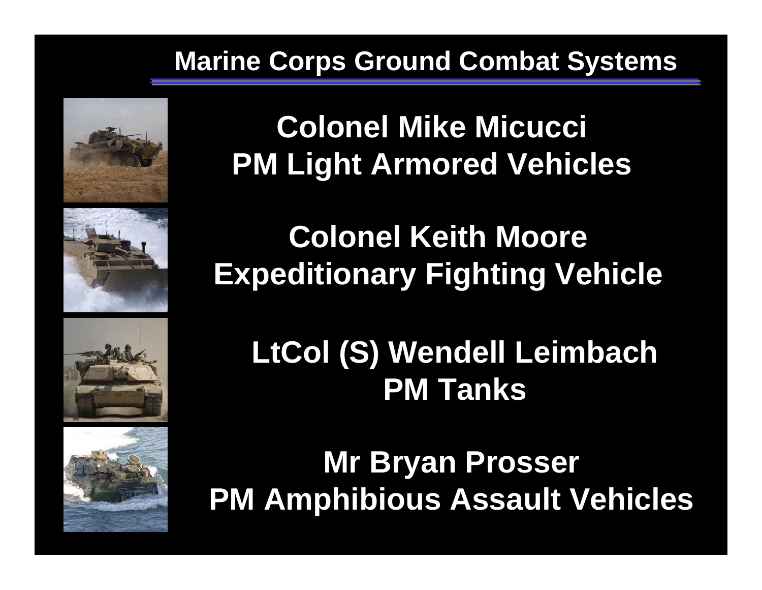# Marine Corps Ground Combat Systems

**Colonel Mike Micucci**
**PM Light Armored Vehicles**

**Colonel Keith Moore**
**Expeditionary Fighting Vehicle**

**LtCol (S) Wendell Leimbach**
**PM Tanks**

**Mr Bryan Prosser**
**PM Amphibious Assault Vehicles**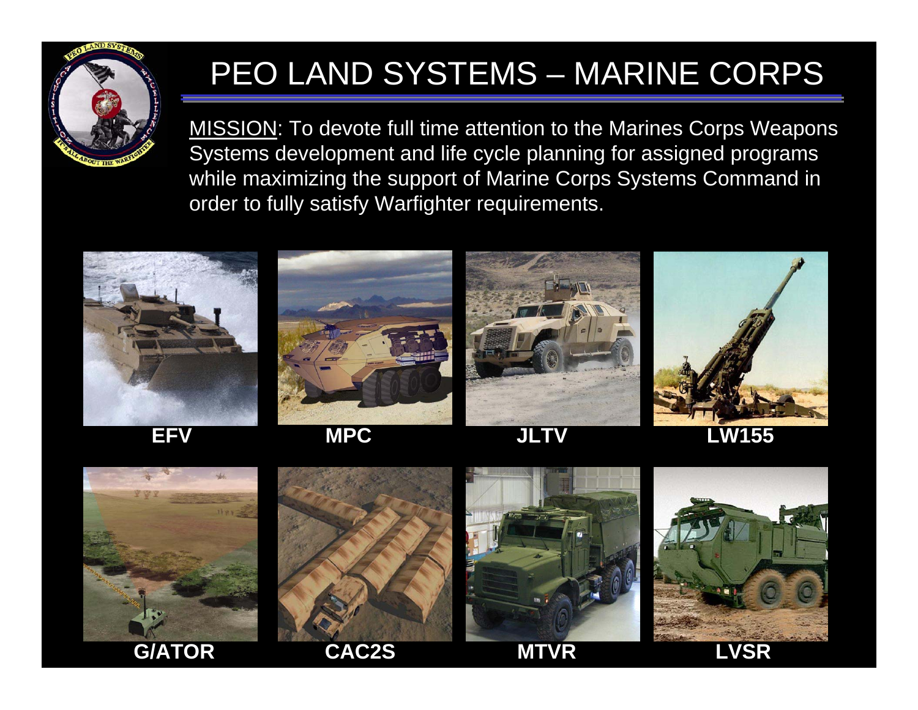# PEO LAND SYSTEMS – MARINE CORPS

MISSION: To devote full time attention to the Marines Corps Weapons Systems development and life cycle planning for assigned programs while maximizing the support of Marine Corps Systems Command in order to fully satisfy Warfighter requirements.

**EFV** **MPC** **JLTV** **LW155**

**G/ATOR** **CAC2S** **MTVR** **LVSR**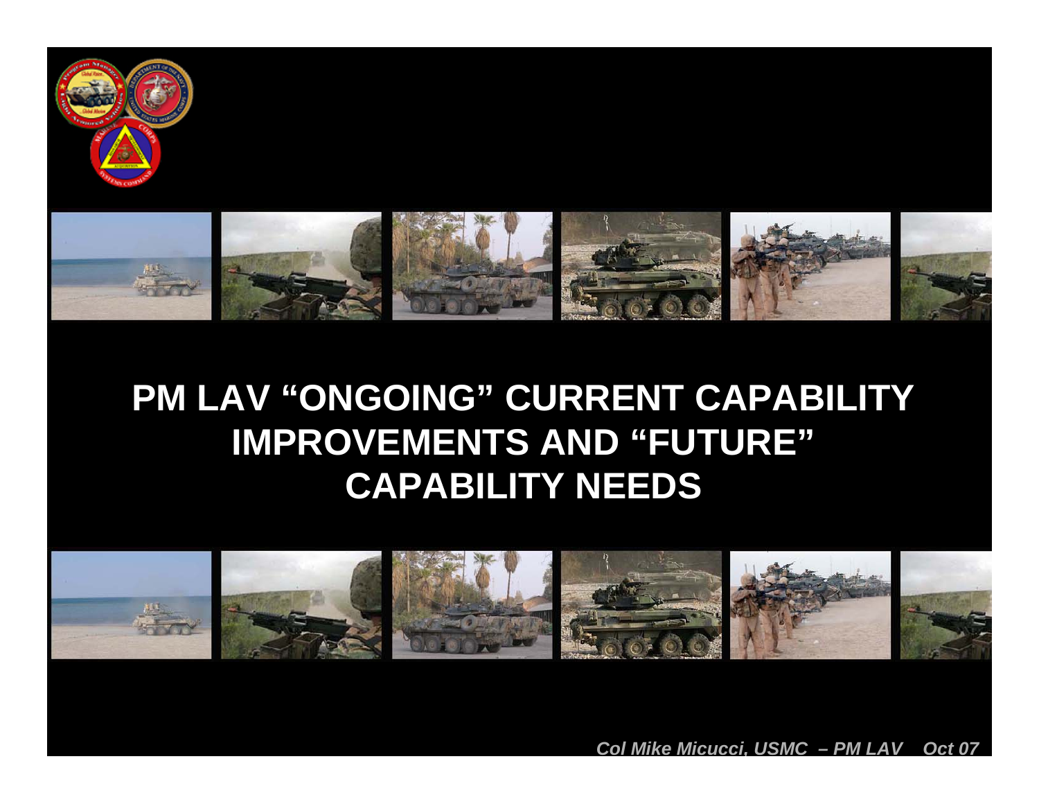# PM LAV "ONGOING" CURRENT CAPABILITY IMPROVEMENTS AND "FUTURE" CAPABILITY NEEDS

*Col Mike Micucci, USMC – PM LAV Oct 07*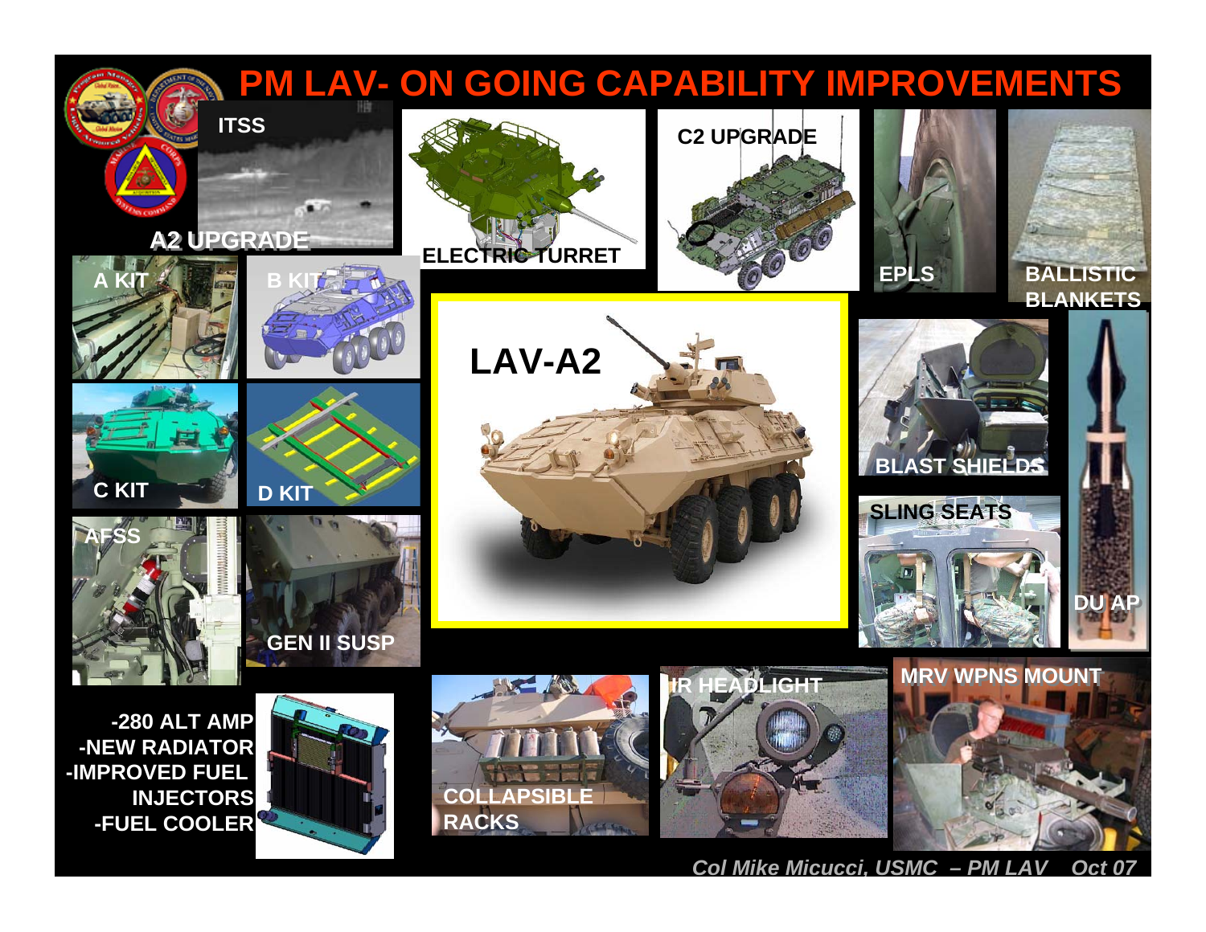# PM LAV- ON GOING CAPABILITY IMPROVEMENTS

ITSS

A2 UPGRADE

ELECTRIC TURRET

C2 UPGRADE

EPLS

BALLISTIC BLANKETS

A KIT

B KIT

LAV-A2

C KIT

D KIT

BLAST SHIELDS

AFSS

GEN II SUSP

SLING SEATS

DU AP

- -280 ALT AMP
- -NEW RADIATOR
- -IMPROVED FUEL INJECTORS
- -FUEL COOLER

COLLAPSIBLE RACKS

IR HEADLIGHT

MRV WPNS MOUNT

*Col Mike Micucci, USMC – PM LAV Oct 07*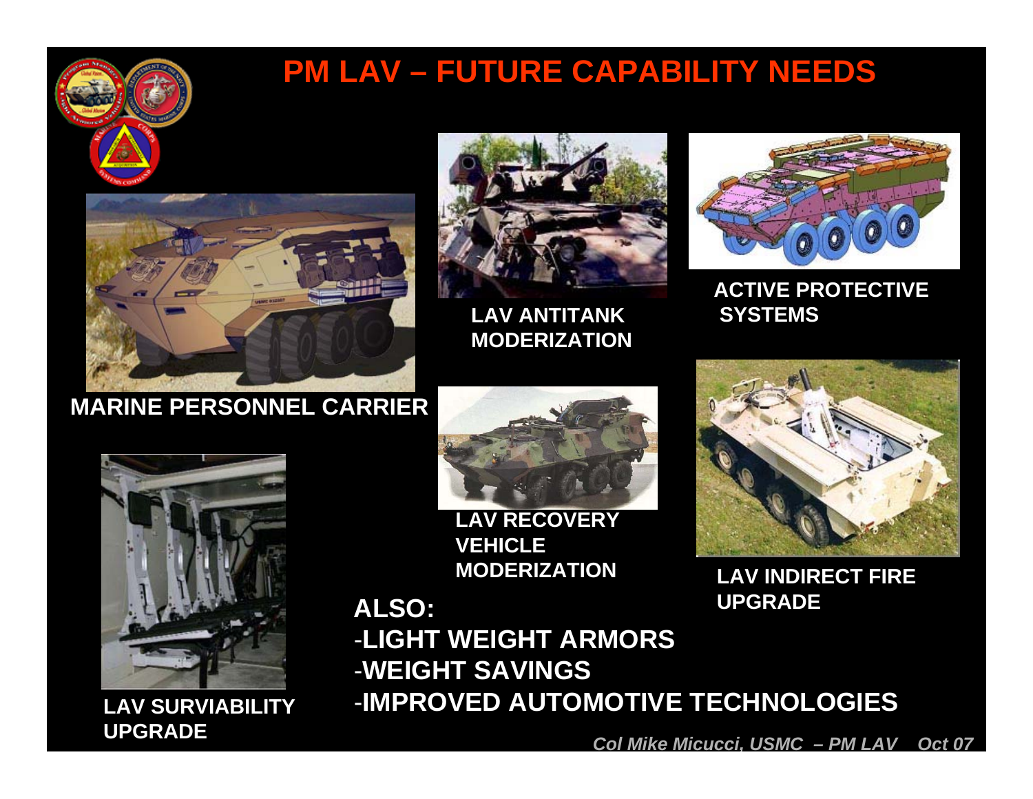# PM LAV – FUTURE CAPABILITY NEEDS

MARINE PERSONNEL CARRIER

LAV ANTITANK MODERIZATION

ACTIVE PROTECTIVE SYSTEMS

LAV RECOVERY VEHICLE MODERIZATION

LAV INDIRECT FIRE UPGRADE

LAV SURVIABILITY UPGRADE

**ALSO:**

- -LIGHT WEIGHT ARMORS
- -WEIGHT SAVINGS
- -IMPROVED AUTOMOTIVE TECHNOLOGIES

*Col Mike Micucci, USMC – PM LAV Oct 07*